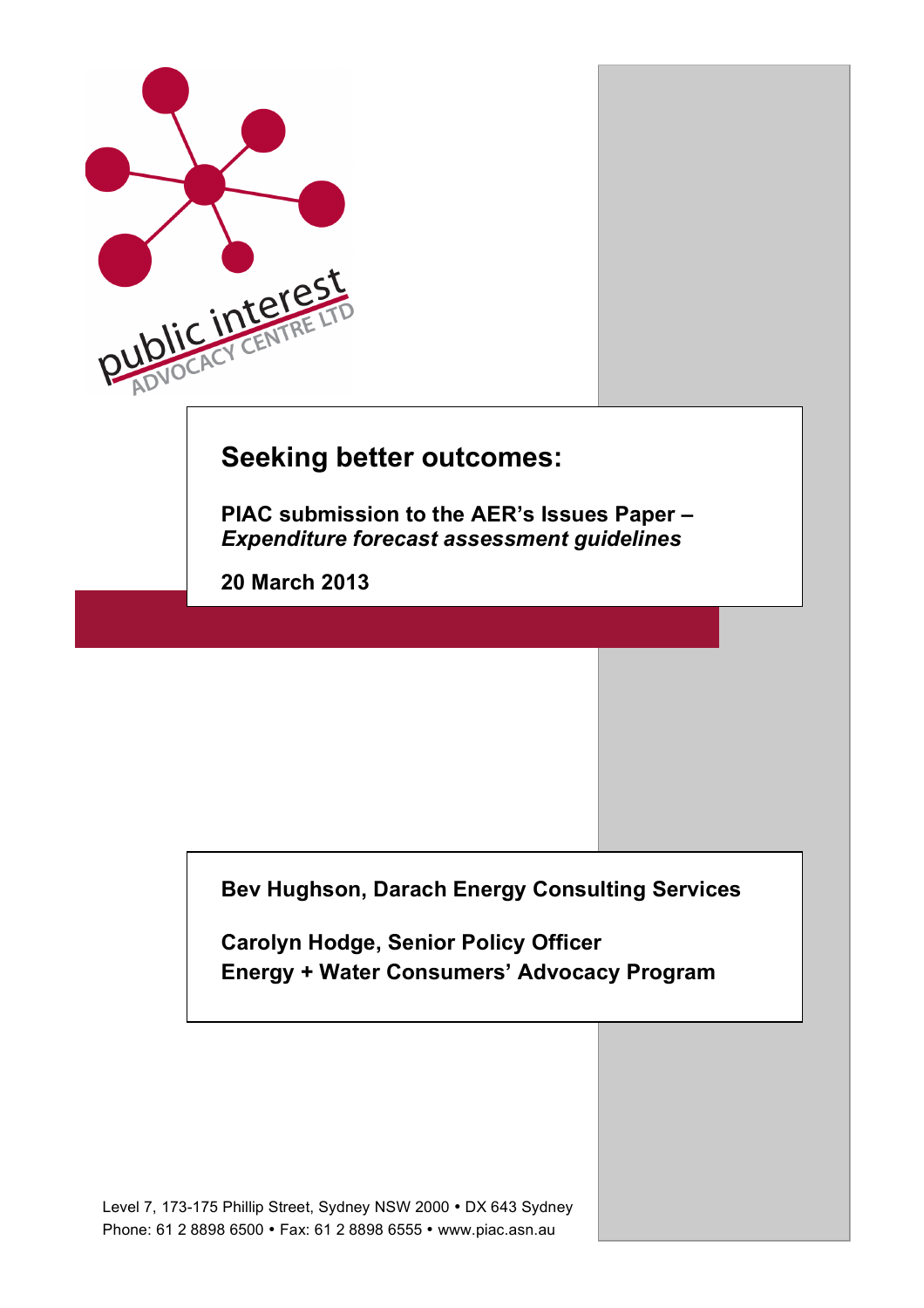public interest ADVOCACY CENTRE LTD

# Seeking better outcomes:

**PIAC submission to the AER's Issues Paper –** ***Expenditure forecast assessment guidelines***

**20 March 2013**

**Bev Hughson, Darach Energy Consulting Services**

**Carolyn Hodge, Senior Policy Officer**
**Energy + Water Consumers' Advocacy Program**

Level 7, 173-175 Phillip Street, Sydney NSW 2000 • DX 643 Sydney
Phone: 61 2 8898 6500 • Fax: 61 2 8898 6555 • www.piac.asn.au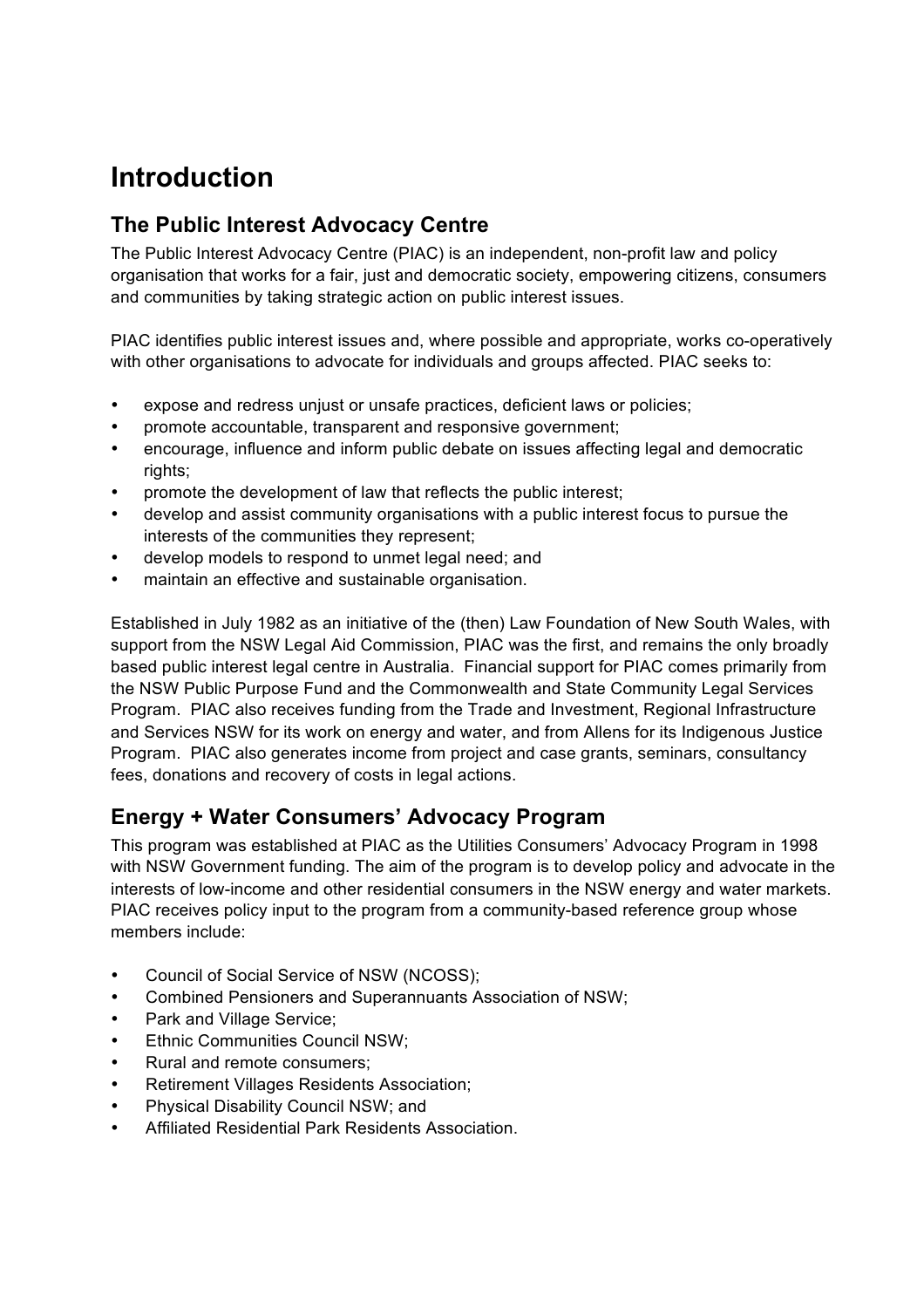# Introduction

## The Public Interest Advocacy Centre

The Public Interest Advocacy Centre (PIAC) is an independent, non-profit law and policy organisation that works for a fair, just and democratic society, empowering citizens, consumers and communities by taking strategic action on public interest issues.

PIAC identifies public interest issues and, where possible and appropriate, works co-operatively with other organisations to advocate for individuals and groups affected. PIAC seeks to:

- expose and redress unjust or unsafe practices, deficient laws or policies;
- promote accountable, transparent and responsive government;
- encourage, influence and inform public debate on issues affecting legal and democratic rights;
- promote the development of law that reflects the public interest;
- develop and assist community organisations with a public interest focus to pursue the interests of the communities they represent;
- develop models to respond to unmet legal need; and
- maintain an effective and sustainable organisation.

Established in July 1982 as an initiative of the (then) Law Foundation of New South Wales, with support from the NSW Legal Aid Commission, PIAC was the first, and remains the only broadly based public interest legal centre in Australia. Financial support for PIAC comes primarily from the NSW Public Purpose Fund and the Commonwealth and State Community Legal Services Program. PIAC also receives funding from the Trade and Investment, Regional Infrastructure and Services NSW for its work on energy and water, and from Allens for its Indigenous Justice Program. PIAC also generates income from project and case grants, seminars, consultancy fees, donations and recovery of costs in legal actions.

## Energy + Water Consumers' Advocacy Program

This program was established at PIAC as the Utilities Consumers' Advocacy Program in 1998 with NSW Government funding. The aim of the program is to develop policy and advocate in the interests of low-income and other residential consumers in the NSW energy and water markets. PIAC receives policy input to the program from a community-based reference group whose members include:

- Council of Social Service of NSW (NCOSS);
- Combined Pensioners and Superannuants Association of NSW;
- Park and Village Service;
- Ethnic Communities Council NSW;
- Rural and remote consumers;
- Retirement Villages Residents Association;
- Physical Disability Council NSW; and
- Affiliated Residential Park Residents Association.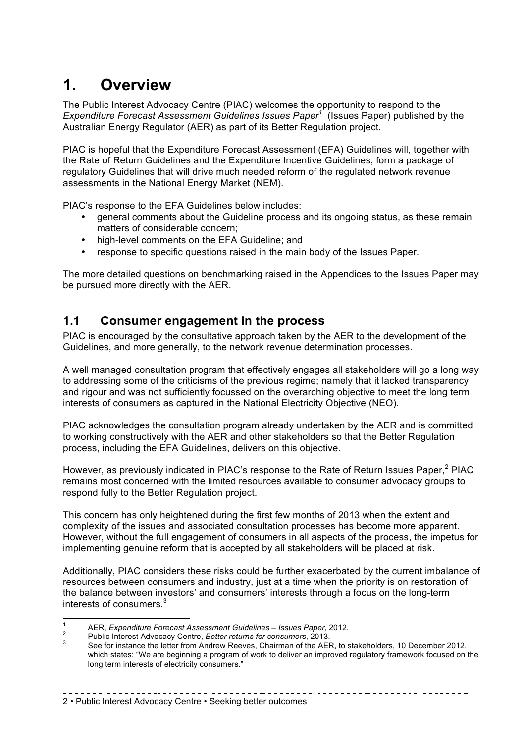# 1. Overview

The Public Interest Advocacy Centre (PIAC) welcomes the opportunity to respond to the *Expenditure Forecast Assessment Guidelines Issues Paper*[1] (Issues Paper) published by the Australian Energy Regulator (AER) as part of its Better Regulation project.

PIAC is hopeful that the Expenditure Forecast Assessment (EFA) Guidelines will, together with the Rate of Return Guidelines and the Expenditure Incentive Guidelines, form a package of regulatory Guidelines that will drive much needed reform of the regulated network revenue assessments in the National Energy Market (NEM).

PIAC's response to the EFA Guidelines below includes:

- general comments about the Guideline process and its ongoing status, as these remain matters of considerable concern;
- high-level comments on the EFA Guideline; and
- response to specific questions raised in the main body of the Issues Paper.

The more detailed questions on benchmarking raised in the Appendices to the Issues Paper may be pursued more directly with the AER.

## 1.1 Consumer engagement in the process

PIAC is encouraged by the consultative approach taken by the AER to the development of the Guidelines, and more generally, to the network revenue determination processes.

A well managed consultation program that effectively engages all stakeholders will go a long way to addressing some of the criticisms of the previous regime; namely that it lacked transparency and rigour and was not sufficiently focussed on the overarching objective to meet the long term interests of consumers as captured in the National Electricity Objective (NEO).

PIAC acknowledges the consultation program already undertaken by the AER and is committed to working constructively with the AER and other stakeholders so that the Better Regulation process, including the EFA Guidelines, delivers on this objective.

However, as previously indicated in PIAC's response to the Rate of Return Issues Paper,[2] PIAC remains most concerned with the limited resources available to consumer advocacy groups to respond fully to the Better Regulation project.

This concern has only heightened during the first few months of 2013 when the extent and complexity of the issues and associated consultation processes has become more apparent. However, without the full engagement of consumers in all aspects of the process, the impetus for implementing genuine reform that is accepted by all stakeholders will be placed at risk.

Additionally, PIAC considers these risks could be further exacerbated by the current imbalance of resources between consumers and industry, just at a time when the priority is on restoration of the balance between investors' and consumers' interests through a focus on the long-term interests of consumers.[3]

---

[1] AER, *Expenditure Forecast Assessment Guidelines – Issues Paper,* 2012.

[2] Public Interest Advocacy Centre, *Better returns for consumers*, 2013.

[3] See for instance the letter from Andrew Reeves, Chairman of the AER, to stakeholders, 10 December 2012, which states: "We are beginning a program of work to deliver an improved regulatory framework focused on the long term interests of electricity consumers."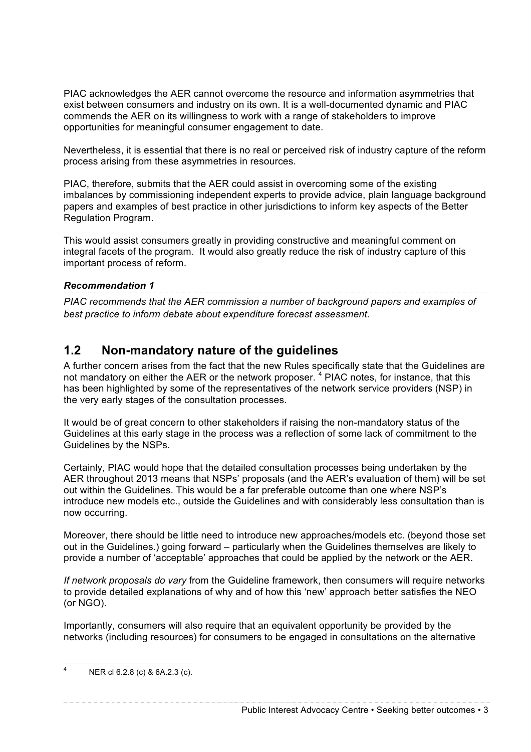PIAC acknowledges the AER cannot overcome the resource and information asymmetries that exist between consumers and industry on its own. It is a well-documented dynamic and PIAC commends the AER on its willingness to work with a range of stakeholders to improve opportunities for meaningful consumer engagement to date.

Nevertheless, it is essential that there is no real or perceived risk of industry capture of the reform process arising from these asymmetries in resources.

PIAC, therefore, submits that the AER could assist in overcoming some of the existing imbalances by commissioning independent experts to provide advice, plain language background papers and examples of best practice in other jurisdictions to inform key aspects of the Better Regulation Program.

This would assist consumers greatly in providing constructive and meaningful comment on integral facets of the program. It would also greatly reduce the risk of industry capture of this important process of reform.

***Recommendation 1***

*PIAC recommends that the AER commission a number of background papers and examples of best practice to inform debate about expenditure forecast assessment.*

## 1.2 Non-mandatory nature of the guidelines

A further concern arises from the fact that the new Rules specifically state that the Guidelines are not mandatory on either the AER or the network proposer. [4] PIAC notes, for instance, that this has been highlighted by some of the representatives of the network service providers (NSP) in the very early stages of the consultation processes.

It would be of great concern to other stakeholders if raising the non-mandatory status of the Guidelines at this early stage in the process was a reflection of some lack of commitment to the Guidelines by the NSPs.

Certainly, PIAC would hope that the detailed consultation processes being undertaken by the AER throughout 2013 means that NSPs' proposals (and the AER's evaluation of them) will be set out within the Guidelines. This would be a far preferable outcome than one where NSP's introduce new models etc., outside the Guidelines and with considerably less consultation than is now occurring.

Moreover, there should be little need to introduce new approaches/models etc. (beyond those set out in the Guidelines.) going forward – particularly when the Guidelines themselves are likely to provide a number of 'acceptable' approaches that could be applied by the network or the AER.

*If network proposals do vary* from the Guideline framework, then consumers will require networks to provide detailed explanations of why and of how this 'new' approach better satisfies the NEO (or NGO).

Importantly, consumers will also require that an equivalent opportunity be provided by the networks (including resources) for consumers to be engaged in consultations on the alternative

[4] NER cl 6.2.8 (c) & 6A.2.3 (c).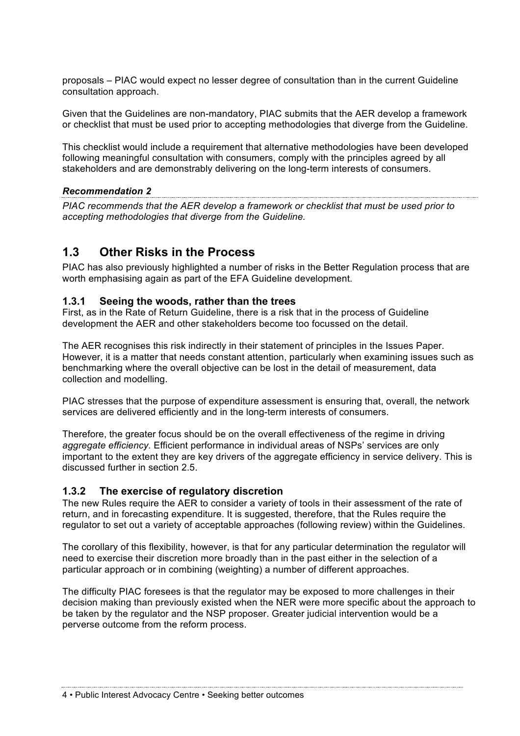proposals – PIAC would expect no lesser degree of consultation than in the current Guideline consultation approach.

Given that the Guidelines are non-mandatory, PIAC submits that the AER develop a framework or checklist that must be used prior to accepting methodologies that diverge from the Guideline.

This checklist would include a requirement that alternative methodologies have been developed following meaningful consultation with consumers, comply with the principles agreed by all stakeholders and are demonstrably delivering on the long-term interests of consumers.

***Recommendation 2***

*PIAC recommends that the AER develop a framework or checklist that must be used prior to accepting methodologies that diverge from the Guideline.*

## 1.3 Other Risks in the Process

PIAC has also previously highlighted a number of risks in the Better Regulation process that are worth emphasising again as part of the EFA Guideline development.

### 1.3.1 Seeing the woods, rather than the trees

First, as in the Rate of Return Guideline, there is a risk that in the process of Guideline development the AER and other stakeholders become too focussed on the detail.

The AER recognises this risk indirectly in their statement of principles in the Issues Paper. However, it is a matter that needs constant attention, particularly when examining issues such as benchmarking where the overall objective can be lost in the detail of measurement, data collection and modelling.

PIAC stresses that the purpose of expenditure assessment is ensuring that, overall, the network services are delivered efficiently and in the long-term interests of consumers.

Therefore, the greater focus should be on the overall effectiveness of the regime in driving *aggregate efficiency*. Efficient performance in individual areas of NSPs' services are only important to the extent they are key drivers of the aggregate efficiency in service delivery. This is discussed further in section 2.5.

### 1.3.2 The exercise of regulatory discretion

The new Rules require the AER to consider a variety of tools in their assessment of the rate of return, and in forecasting expenditure. It is suggested, therefore, that the Rules require the regulator to set out a variety of acceptable approaches (following review) within the Guidelines.

The corollary of this flexibility, however, is that for any particular determination the regulator will need to exercise their discretion more broadly than in the past either in the selection of a particular approach or in combining (weighting) a number of different approaches.

The difficulty PIAC foresees is that the regulator may be exposed to more challenges in their decision making than previously existed when the NER were more specific about the approach to be taken by the regulator and the NSP proposer. Greater judicial intervention would be a perverse outcome from the reform process.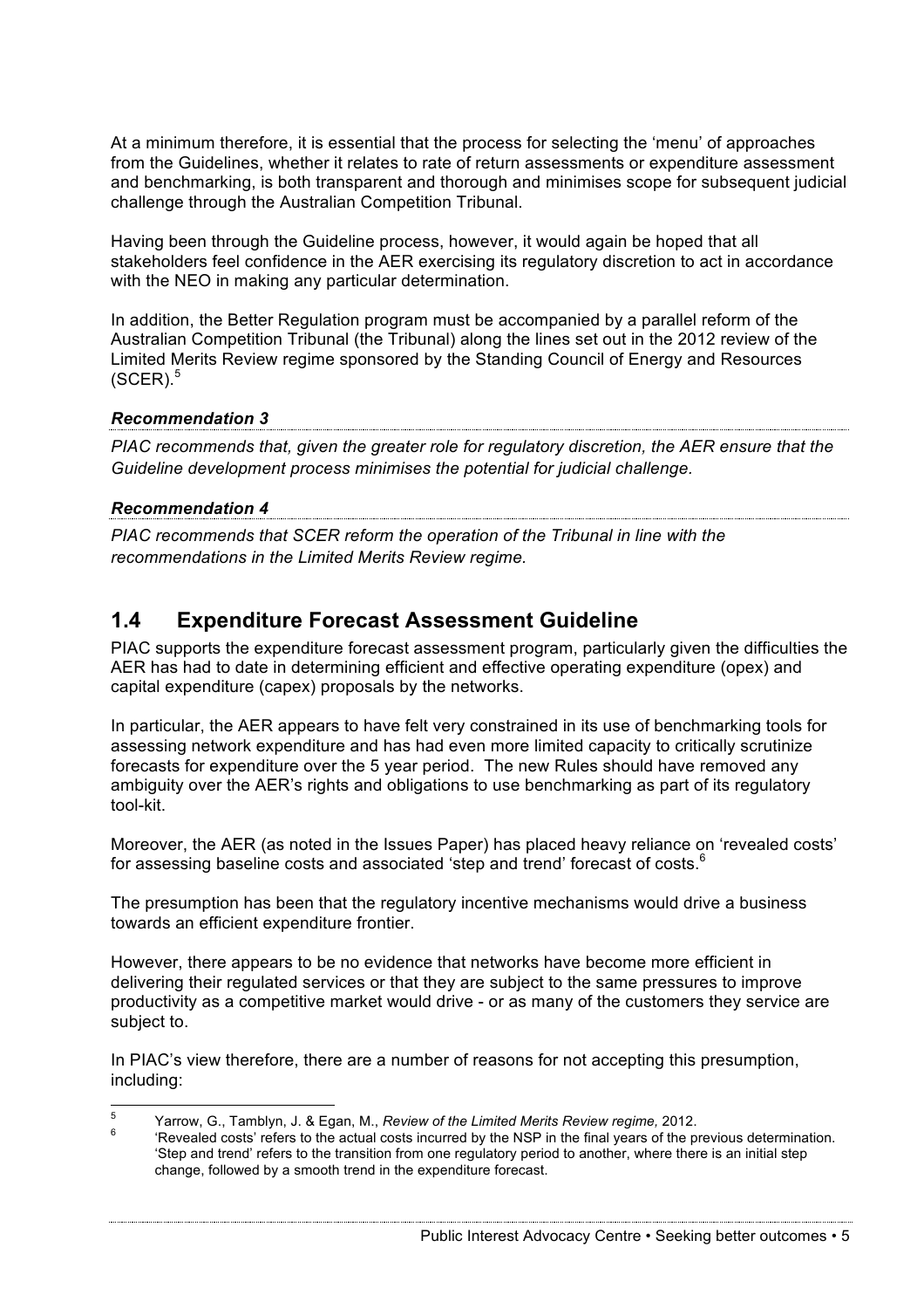At a minimum therefore, it is essential that the process for selecting the 'menu' of approaches from the Guidelines, whether it relates to rate of return assessments or expenditure assessment and benchmarking, is both transparent and thorough and minimises scope for subsequent judicial challenge through the Australian Competition Tribunal.

Having been through the Guideline process, however, it would again be hoped that all stakeholders feel confidence in the AER exercising its regulatory discretion to act in accordance with the NEO in making any particular determination.

In addition, the Better Regulation program must be accompanied by a parallel reform of the Australian Competition Tribunal (the Tribunal) along the lines set out in the 2012 review of the Limited Merits Review regime sponsored by the Standing Council of Energy and Resources (SCER).[5]

***Recommendation 3***

*PIAC recommends that, given the greater role for regulatory discretion, the AER ensure that the Guideline development process minimises the potential for judicial challenge.*

***Recommendation 4***

*PIAC recommends that SCER reform the operation of the Tribunal in line with the recommendations in the Limited Merits Review regime.*

## 1.4 Expenditure Forecast Assessment Guideline

PIAC supports the expenditure forecast assessment program, particularly given the difficulties the AER has had to date in determining efficient and effective operating expenditure (opex) and capital expenditure (capex) proposals by the networks.

In particular, the AER appears to have felt very constrained in its use of benchmarking tools for assessing network expenditure and has had even more limited capacity to critically scrutinize forecasts for expenditure over the 5 year period. The new Rules should have removed any ambiguity over the AER's rights and obligations to use benchmarking as part of its regulatory tool-kit.

Moreover, the AER (as noted in the Issues Paper) has placed heavy reliance on 'revealed costs' for assessing baseline costs and associated 'step and trend' forecast of costs.[6]

The presumption has been that the regulatory incentive mechanisms would drive a business towards an efficient expenditure frontier.

However, there appears to be no evidence that networks have become more efficient in delivering their regulated services or that they are subject to the same pressures to improve productivity as a competitive market would drive - or as many of the customers they service are subject to.

In PIAC's view therefore, there are a number of reasons for not accepting this presumption, including:

---

[5] Yarrow, G., Tamblyn, J. & Egan, M., *Review of the Limited Merits Review regime,* 2012.

[6] 'Revealed costs' refers to the actual costs incurred by the NSP in the final years of the previous determination. 'Step and trend' refers to the transition from one regulatory period to another, where there is an initial step change, followed by a smooth trend in the expenditure forecast.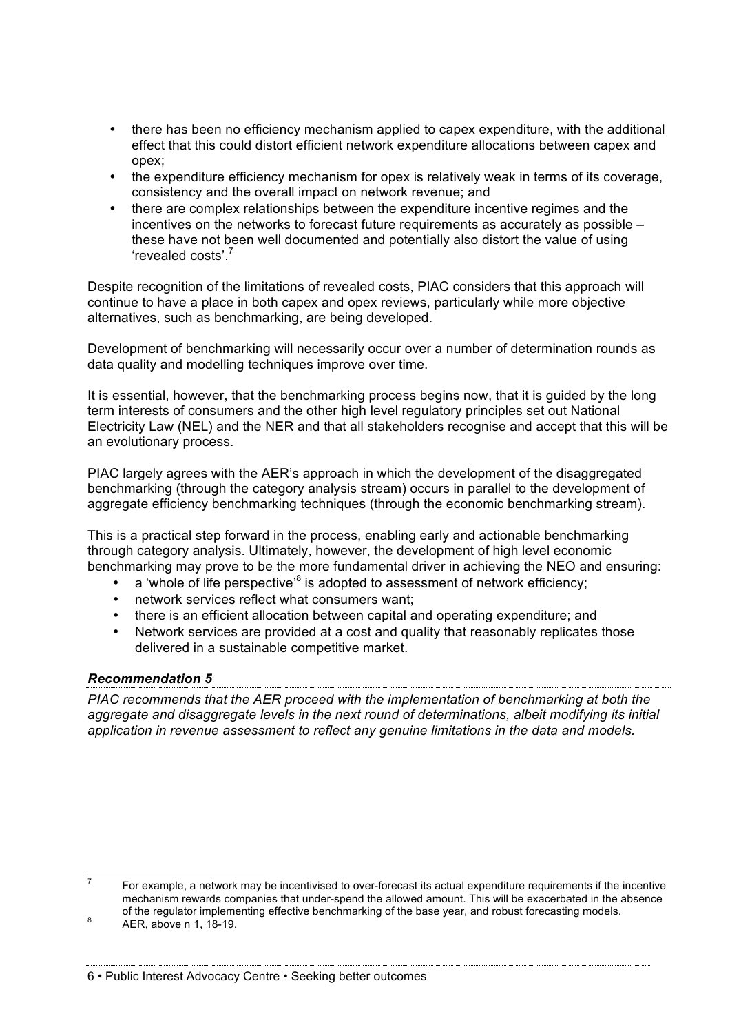- there has been no efficiency mechanism applied to capex expenditure, with the additional effect that this could distort efficient network expenditure allocations between capex and opex;
- the expenditure efficiency mechanism for opex is relatively weak in terms of its coverage, consistency and the overall impact on network revenue; and
- there are complex relationships between the expenditure incentive regimes and the incentives on the networks to forecast future requirements as accurately as possible – these have not been well documented and potentially also distort the value of using 'revealed costs'.[7]

Despite recognition of the limitations of revealed costs, PIAC considers that this approach will continue to have a place in both capex and opex reviews, particularly while more objective alternatives, such as benchmarking, are being developed.

Development of benchmarking will necessarily occur over a number of determination rounds as data quality and modelling techniques improve over time.

It is essential, however, that the benchmarking process begins now, that it is guided by the long term interests of consumers and the other high level regulatory principles set out National Electricity Law (NEL) and the NER and that all stakeholders recognise and accept that this will be an evolutionary process.

PIAC largely agrees with the AER's approach in which the development of the disaggregated benchmarking (through the category analysis stream) occurs in parallel to the development of aggregate efficiency benchmarking techniques (through the economic benchmarking stream).

This is a practical step forward in the process, enabling early and actionable benchmarking through category analysis. Ultimately, however, the development of high level economic benchmarking may prove to be the more fundamental driver in achieving the NEO and ensuring:

- a 'whole of life perspective'[8] is adopted to assessment of network efficiency;
- network services reflect what consumers want;
- there is an efficient allocation between capital and operating expenditure; and
- Network services are provided at a cost and quality that reasonably replicates those delivered in a sustainable competitive market.

***Recommendation 5***

*PIAC recommends that the AER proceed with the implementation of benchmarking at both the aggregate and disaggregate levels in the next round of determinations, albeit modifying its initial application in revenue assessment to reflect any genuine limitations in the data and models.*

---

[7] For example, a network may be incentivised to over-forecast its actual expenditure requirements if the incentive mechanism rewards companies that under-spend the allowed amount. This will be exacerbated in the absence of the regulator implementing effective benchmarking of the base year, and robust forecasting models.

[8] AER, above n 1, 18-19.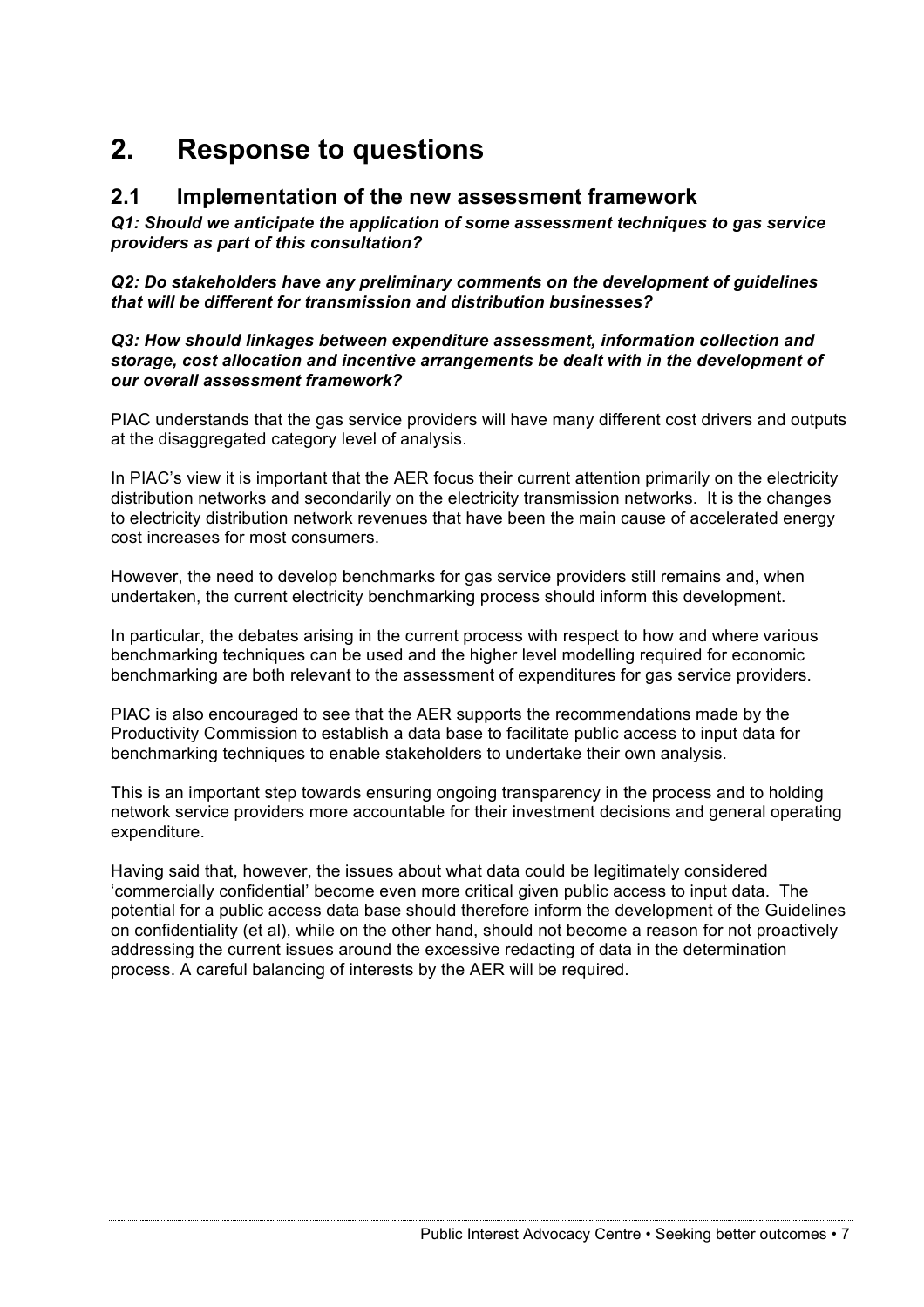# 2. Response to questions

## 2.1 Implementation of the new assessment framework

***Q1: Should we anticipate the application of some assessment techniques to gas service providers as part of this consultation?***

***Q2: Do stakeholders have any preliminary comments on the development of guidelines that will be different for transmission and distribution businesses?***

***Q3: How should linkages between expenditure assessment, information collection and storage, cost allocation and incentive arrangements be dealt with in the development of our overall assessment framework?***

PIAC understands that the gas service providers will have many different cost drivers and outputs at the disaggregated category level of analysis.

In PIAC's view it is important that the AER focus their current attention primarily on the electricity distribution networks and secondarily on the electricity transmission networks. It is the changes to electricity distribution network revenues that have been the main cause of accelerated energy cost increases for most consumers.

However, the need to develop benchmarks for gas service providers still remains and, when undertaken, the current electricity benchmarking process should inform this development.

In particular, the debates arising in the current process with respect to how and where various benchmarking techniques can be used and the higher level modelling required for economic benchmarking are both relevant to the assessment of expenditures for gas service providers.

PIAC is also encouraged to see that the AER supports the recommendations made by the Productivity Commission to establish a data base to facilitate public access to input data for benchmarking techniques to enable stakeholders to undertake their own analysis.

This is an important step towards ensuring ongoing transparency in the process and to holding network service providers more accountable for their investment decisions and general operating expenditure.

Having said that, however, the issues about what data could be legitimately considered 'commercially confidential' become even more critical given public access to input data. The potential for a public access data base should therefore inform the development of the Guidelines on confidentiality (et al), while on the other hand, should not become a reason for not proactively addressing the current issues around the excessive redacting of data in the determination process. A careful balancing of interests by the AER will be required.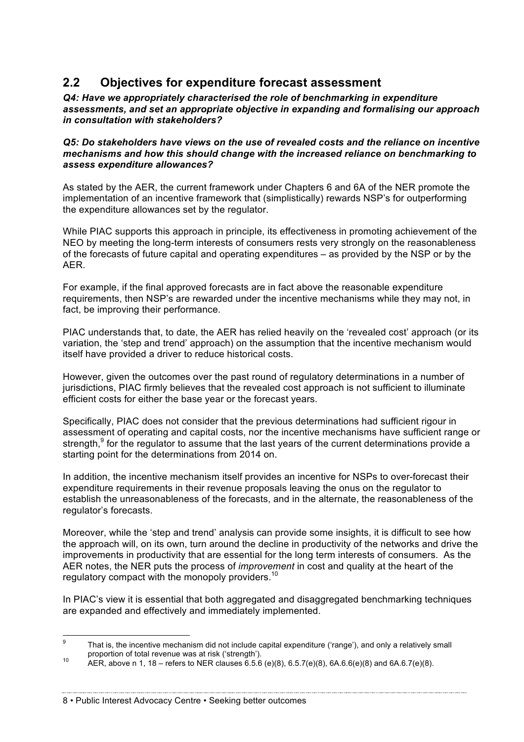## 2.2 Objectives for expenditure forecast assessment

***Q4: Have we appropriately characterised the role of benchmarking in expenditure assessments, and set an appropriate objective in expanding and formalising our approach in consultation with stakeholders?***

***Q5: Do stakeholders have views on the use of revealed costs and the reliance on incentive mechanisms and how this should change with the increased reliance on benchmarking to assess expenditure allowances?***

As stated by the AER, the current framework under Chapters 6 and 6A of the NER promote the implementation of an incentive framework that (simplistically) rewards NSP's for outperforming the expenditure allowances set by the regulator.

While PIAC supports this approach in principle, its effectiveness in promoting achievement of the NEO by meeting the long-term interests of consumers rests very strongly on the reasonableness of the forecasts of future capital and operating expenditures – as provided by the NSP or by the AER.

For example, if the final approved forecasts are in fact above the reasonable expenditure requirements, then NSP's are rewarded under the incentive mechanisms while they may not, in fact, be improving their performance.

PIAC understands that, to date, the AER has relied heavily on the 'revealed cost' approach (or its variation, the 'step and trend' approach) on the assumption that the incentive mechanism would itself have provided a driver to reduce historical costs.

However, given the outcomes over the past round of regulatory determinations in a number of jurisdictions, PIAC firmly believes that the revealed cost approach is not sufficient to illuminate efficient costs for either the base year or the forecast years.

Specifically, PIAC does not consider that the previous determinations had sufficient rigour in assessment of operating and capital costs, nor the incentive mechanisms have sufficient range or strength,[9] for the regulator to assume that the last years of the current determinations provide a starting point for the determinations from 2014 on.

In addition, the incentive mechanism itself provides an incentive for NSPs to over-forecast their expenditure requirements in their revenue proposals leaving the onus on the regulator to establish the unreasonableness of the forecasts, and in the alternate, the reasonableness of the regulator's forecasts.

Moreover, while the 'step and trend' analysis can provide some insights, it is difficult to see how the approach will, on its own, turn around the decline in productivity of the networks and drive the improvements in productivity that are essential for the long term interests of consumers. As the AER notes, the NER puts the process of *improvement* in cost and quality at the heart of the regulatory compact with the monopoly providers.[10]

In PIAC's view it is essential that both aggregated and disaggregated benchmarking techniques are expanded and effectively and immediately implemented.

---

[9] That is, the incentive mechanism did not include capital expenditure ('range'), and only a relatively small proportion of total revenue was at risk ('strength').

[10] AER, above n 1, 18 – refers to NER clauses 6.5.6 (e)(8), 6.5.7(e)(8), 6A.6.6(e)(8) and 6A.6.7(e)(8).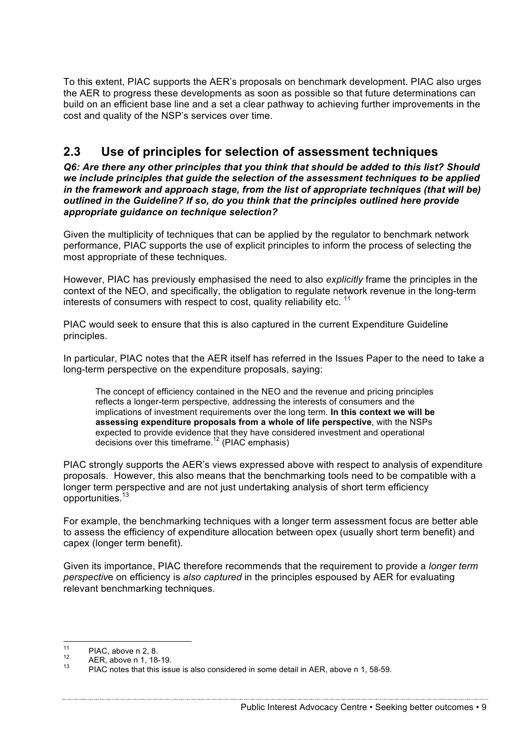To this extent, PIAC supports the AER's proposals on benchmark development. PIAC also urges the AER to progress these developments as soon as possible so that future determinations can build on an efficient base line and a set a clear pathway to achieving further improvements in the cost and quality of the NSP's services over time.

## 2.3 Use of principles for selection of assessment techniques

***Q6: Are there any other principles that you think that should be added to this list? Should we include principles that guide the selection of the assessment techniques to be applied in the framework and approach stage, from the list of appropriate techniques (that will be) outlined in the Guideline? If so, do you think that the principles outlined here provide appropriate guidance on technique selection?***

Given the multiplicity of techniques that can be applied by the regulator to benchmark network performance, PIAC supports the use of explicit principles to inform the process of selecting the most appropriate of these techniques.

However, PIAC has previously emphasised the need to also *explicitly* frame the principles in the context of the NEO, and specifically, the obligation to regulate network revenue in the long-term interests of consumers with respect to cost, quality reliability etc. [11]

PIAC would seek to ensure that this is also captured in the current Expenditure Guideline principles.

In particular, PIAC notes that the AER itself has referred in the Issues Paper to the need to take a long-term perspective on the expenditure proposals, saying:

> The concept of efficiency contained in the NEO and the revenue and pricing principles reflects a longer-term perspective, addressing the interests of consumers and the implications of investment requirements over the long term. **In this context we will be assessing expenditure proposals from a whole of life perspective**, with the NSPs expected to provide evidence that they have considered investment and operational decisions over this timeframe.[12] (PIAC emphasis)

PIAC strongly supports the AER's views expressed above with respect to analysis of expenditure proposals. However, this also means that the benchmarking tools need to be compatible with a longer term perspective and are not just undertaking analysis of short term efficiency opportunities.[13]

For example, the benchmarking techniques with a longer term assessment focus are better able to assess the efficiency of expenditure allocation between opex (usually short term benefit) and capex (longer term benefit).

Given its importance, PIAC therefore recommends that the requirement to provide a *longer term perspective* on efficiency is *also captured* in the principles espoused by AER for evaluating relevant benchmarking techniques.

---

[11] PIAC, above n 2, 8.

[12] AER, above n 1, 18-19.

[13] PIAC notes that this issue is also considered in some detail in AER, above n 1, 58-59.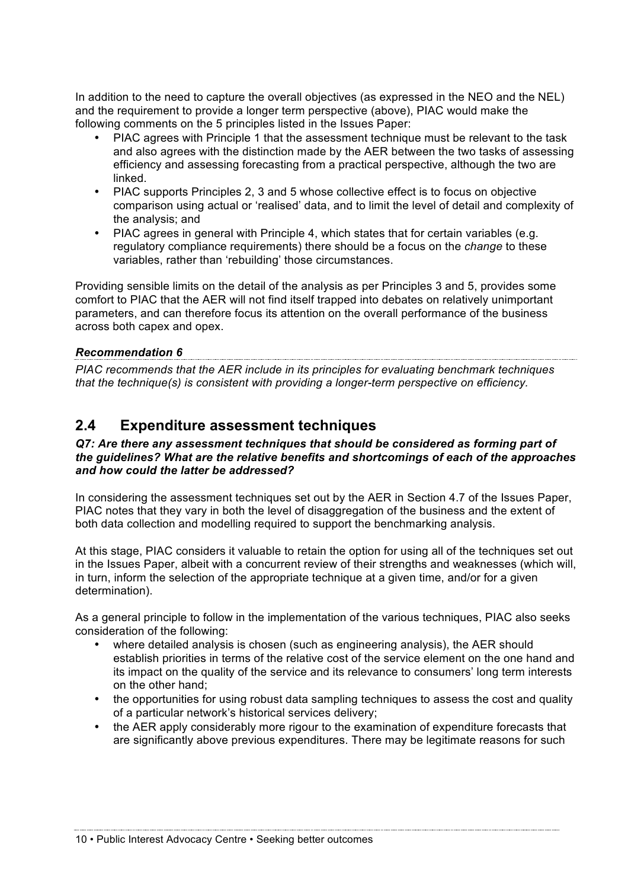In addition to the need to capture the overall objectives (as expressed in the NEO and the NEL) and the requirement to provide a longer term perspective (above), PIAC would make the following comments on the 5 principles listed in the Issues Paper:

- PIAC agrees with Principle 1 that the assessment technique must be relevant to the task and also agrees with the distinction made by the AER between the two tasks of assessing efficiency and assessing forecasting from a practical perspective, although the two are linked.
- PIAC supports Principles 2, 3 and 5 whose collective effect is to focus on objective comparison using actual or 'realised' data, and to limit the level of detail and complexity of the analysis; and
- PIAC agrees in general with Principle 4, which states that for certain variables (e.g. regulatory compliance requirements) there should be a focus on the *change* to these variables, rather than 'rebuilding' those circumstances.

Providing sensible limits on the detail of the analysis as per Principles 3 and 5, provides some comfort to PIAC that the AER will not find itself trapped into debates on relatively unimportant parameters, and can therefore focus its attention on the overall performance of the business across both capex and opex.

***Recommendation 6***

*PIAC recommends that the AER include in its principles for evaluating benchmark techniques that the technique(s) is consistent with providing a longer-term perspective on efficiency.*

## 2.4 Expenditure assessment techniques

***Q7: Are there any assessment techniques that should be considered as forming part of the guidelines? What are the relative benefits and shortcomings of each of the approaches and how could the latter be addressed?***

In considering the assessment techniques set out by the AER in Section 4.7 of the Issues Paper, PIAC notes that they vary in both the level of disaggregation of the business and the extent of both data collection and modelling required to support the benchmarking analysis.

At this stage, PIAC considers it valuable to retain the option for using all of the techniques set out in the Issues Paper, albeit with a concurrent review of their strengths and weaknesses (which will, in turn, inform the selection of the appropriate technique at a given time, and/or for a given determination).

As a general principle to follow in the implementation of the various techniques, PIAC also seeks consideration of the following:

- where detailed analysis is chosen (such as engineering analysis), the AER should establish priorities in terms of the relative cost of the service element on the one hand and its impact on the quality of the service and its relevance to consumers' long term interests on the other hand;
- the opportunities for using robust data sampling techniques to assess the cost and quality of a particular network's historical services delivery;
- the AER apply considerably more rigour to the examination of expenditure forecasts that are significantly above previous expenditures. There may be legitimate reasons for such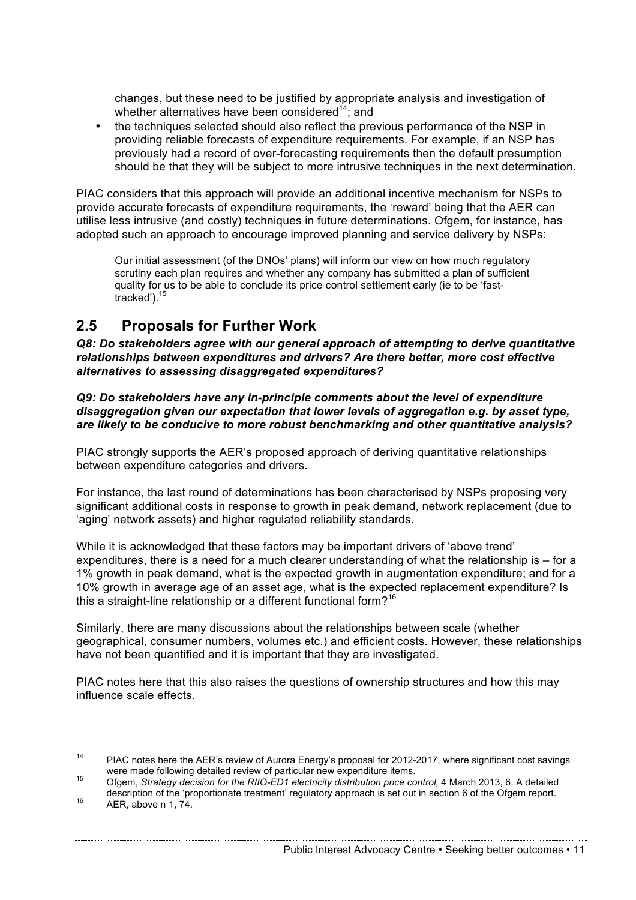changes, but these need to be justified by appropriate analysis and investigation of whether alternatives have been considered[14]; and

- the techniques selected should also reflect the previous performance of the NSP in providing reliable forecasts of expenditure requirements. For example, if an NSP has previously had a record of over-forecasting requirements then the default presumption should be that they will be subject to more intrusive techniques in the next determination.

PIAC considers that this approach will provide an additional incentive mechanism for NSPs to provide accurate forecasts of expenditure requirements, the 'reward' being that the AER can utilise less intrusive (and costly) techniques in future determinations. Ofgem, for instance, has adopted such an approach to encourage improved planning and service delivery by NSPs:

> Our initial assessment (of the DNOs' plans) will inform our view on how much regulatory scrutiny each plan requires and whether any company has submitted a plan of sufficient quality for us to be able to conclude its price control settlement early (ie to be 'fast-tracked').[15]

## 2.5 Proposals for Further Work

***Q8: Do stakeholders agree with our general approach of attempting to derive quantitative relationships between expenditures and drivers? Are there better, more cost effective alternatives to assessing disaggregated expenditures?***

***Q9: Do stakeholders have any in-principle comments about the level of expenditure disaggregation given our expectation that lower levels of aggregation e.g. by asset type, are likely to be conducive to more robust benchmarking and other quantitative analysis?***

PIAC strongly supports the AER's proposed approach of deriving quantitative relationships between expenditure categories and drivers.

For instance, the last round of determinations has been characterised by NSPs proposing very significant additional costs in response to growth in peak demand, network replacement (due to 'aging' network assets) and higher regulated reliability standards.

While it is acknowledged that these factors may be important drivers of 'above trend' expenditures, there is a need for a much clearer understanding of what the relationship is – for a 1% growth in peak demand, what is the expected growth in augmentation expenditure; and for a 10% growth in average age of an asset age, what is the expected replacement expenditure? Is this a straight-line relationship or a different functional form?[16]

Similarly, there are many discussions about the relationships between scale (whether geographical, consumer numbers, volumes etc.) and efficient costs. However, these relationships have not been quantified and it is important that they are investigated.

PIAC notes here that this also raises the questions of ownership structures and how this may influence scale effects.

---

[14] PIAC notes here the AER's review of Aurora Energy's proposal for 2012-2017, where significant cost savings were made following detailed review of particular new expenditure items.

[15] Ofgem, *Strategy decision for the RIIO-ED1 electricity distribution price control,* 4 March 2013, 6. A detailed description of the 'proportionate treatment' regulatory approach is set out in section 6 of the Ofgem report.

[16] AER, above n 1, 74.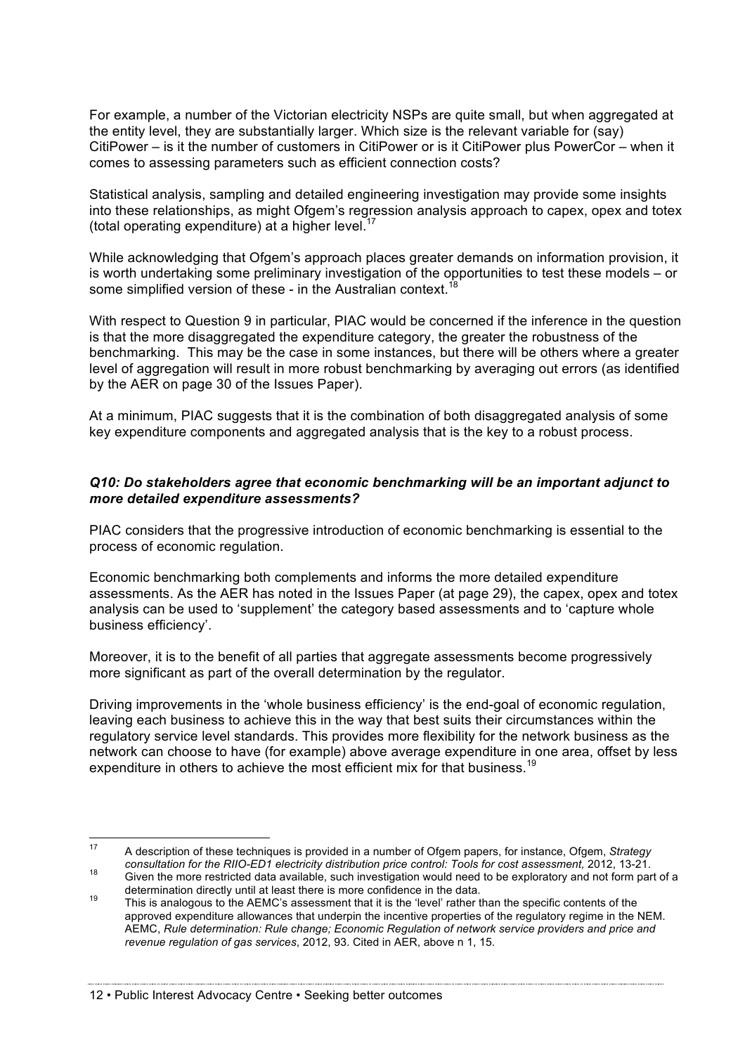For example, a number of the Victorian electricity NSPs are quite small, but when aggregated at the entity level, they are substantially larger. Which size is the relevant variable for (say) CitiPower – is it the number of customers in CitiPower or is it CitiPower plus PowerCor – when it comes to assessing parameters such as efficient connection costs?

Statistical analysis, sampling and detailed engineering investigation may provide some insights into these relationships, as might Ofgem's regression analysis approach to capex, opex and totex (total operating expenditure) at a higher level.[17]

While acknowledging that Ofgem's approach places greater demands on information provision, it is worth undertaking some preliminary investigation of the opportunities to test these models – or some simplified version of these - in the Australian context.[18]

With respect to Question 9 in particular, PIAC would be concerned if the inference in the question is that the more disaggregated the expenditure category, the greater the robustness of the benchmarking. This may be the case in some instances, but there will be others where a greater level of aggregation will result in more robust benchmarking by averaging out errors (as identified by the AER on page 30 of the Issues Paper).

At a minimum, PIAC suggests that it is the combination of both disaggregated analysis of some key expenditure components and aggregated analysis that is the key to a robust process.

***Q10: Do stakeholders agree that economic benchmarking will be an important adjunct to more detailed expenditure assessments?***

PIAC considers that the progressive introduction of economic benchmarking is essential to the process of economic regulation.

Economic benchmarking both complements and informs the more detailed expenditure assessments. As the AER has noted in the Issues Paper (at page 29), the capex, opex and totex analysis can be used to 'supplement' the category based assessments and to 'capture whole business efficiency'.

Moreover, it is to the benefit of all parties that aggregate assessments become progressively more significant as part of the overall determination by the regulator.

Driving improvements in the 'whole business efficiency' is the end-goal of economic regulation, leaving each business to achieve this in the way that best suits their circumstances within the regulatory service level standards. This provides more flexibility for the network business as the network can choose to have (for example) above average expenditure in one area, offset by less expenditure in others to achieve the most efficient mix for that business.[19]

---

[17] A description of these techniques is provided in a number of Ofgem papers, for instance, Ofgem, *Strategy consultation for the RIIO-ED1 electricity distribution price control: Tools for cost assessment*, 2012, 13-21.

[18] Given the more restricted data available, such investigation would need to be exploratory and not form part of a determination directly until at least there is more confidence in the data.

[19] This is analogous to the AEMC's assessment that it is the 'level' rather than the specific contents of the approved expenditure allowances that underpin the incentive properties of the regulatory regime in the NEM. AEMC, *Rule determination: Rule change; Economic Regulation of network service providers and price and revenue regulation of gas services*, 2012, 93. Cited in AER, above n 1, 15.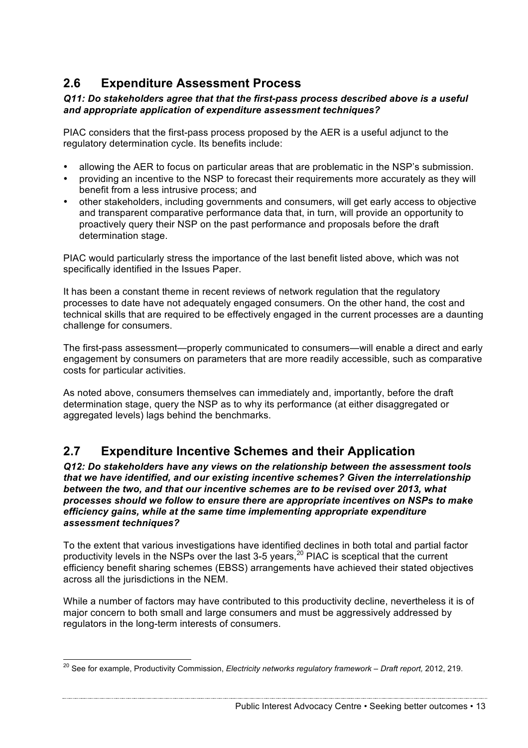## 2.6 Expenditure Assessment Process

***Q11: Do stakeholders agree that that the first-pass process described above is a useful and appropriate application of expenditure assessment techniques?***

PIAC considers that the first-pass process proposed by the AER is a useful adjunct to the regulatory determination cycle. Its benefits include:

- allowing the AER to focus on particular areas that are problematic in the NSP's submission.
- providing an incentive to the NSP to forecast their requirements more accurately as they will benefit from a less intrusive process; and
- other stakeholders, including governments and consumers, will get early access to objective and transparent comparative performance data that, in turn, will provide an opportunity to proactively query their NSP on the past performance and proposals before the draft determination stage.

PIAC would particularly stress the importance of the last benefit listed above, which was not specifically identified in the Issues Paper.

It has been a constant theme in recent reviews of network regulation that the regulatory processes to date have not adequately engaged consumers. On the other hand, the cost and technical skills that are required to be effectively engaged in the current processes are a daunting challenge for consumers.

The first-pass assessment—properly communicated to consumers—will enable a direct and early engagement by consumers on parameters that are more readily accessible, such as comparative costs for particular activities.

As noted above, consumers themselves can immediately and, importantly, before the draft determination stage, query the NSP as to why its performance (at either disaggregated or aggregated levels) lags behind the benchmarks.

## 2.7 Expenditure Incentive Schemes and their Application

***Q12: Do stakeholders have any views on the relationship between the assessment tools that we have identified, and our existing incentive schemes? Given the interrelationship between the two, and that our incentive schemes are to be revised over 2013, what processes should we follow to ensure there are appropriate incentives on NSPs to make efficiency gains, while at the same time implementing appropriate expenditure assessment techniques?***

To the extent that various investigations have identified declines in both total and partial factor productivity levels in the NSPs over the last 3-5 years,[20] PIAC is sceptical that the current efficiency benefit sharing schemes (EBSS) arrangements have achieved their stated objectives across all the jurisdictions in the NEM.

While a number of factors may have contributed to this productivity decline, nevertheless it is of major concern to both small and large consumers and must be aggressively addressed by regulators in the long-term interests of consumers.

---

[20] See for example, Productivity Commission, *Electricity networks regulatory framework – Draft report,* 2012, 219.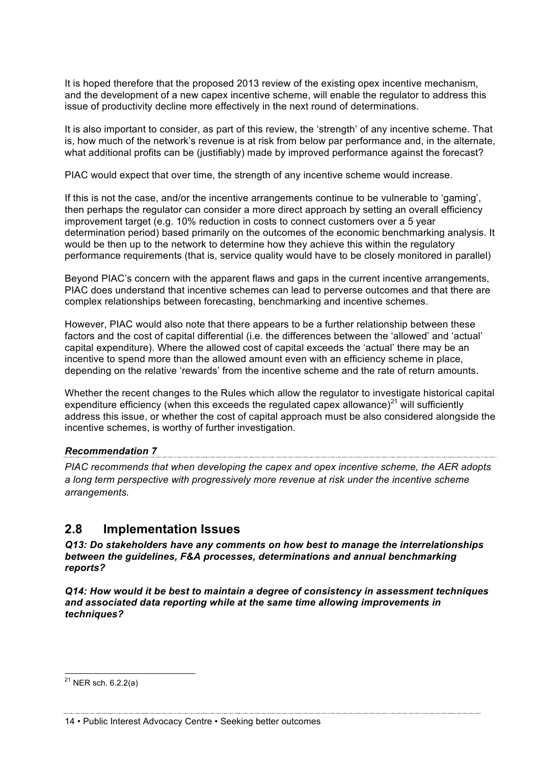It is hoped therefore that the proposed 2013 review of the existing opex incentive mechanism, and the development of a new capex incentive scheme, will enable the regulator to address this issue of productivity decline more effectively in the next round of determinations.

It is also important to consider, as part of this review, the 'strength' of any incentive scheme. That is, how much of the network's revenue is at risk from below par performance and, in the alternate, what additional profits can be (justifiably) made by improved performance against the forecast?

PIAC would expect that over time, the strength of any incentive scheme would increase.

If this is not the case, and/or the incentive arrangements continue to be vulnerable to 'gaming', then perhaps the regulator can consider a more direct approach by setting an overall efficiency improvement target (e.g. 10% reduction in costs to connect customers over a 5 year determination period) based primarily on the outcomes of the economic benchmarking analysis. It would be then up to the network to determine how they achieve this within the regulatory performance requirements (that is, service quality would have to be closely monitored in parallel)

Beyond PIAC's concern with the apparent flaws and gaps in the current incentive arrangements, PIAC does understand that incentive schemes can lead to perverse outcomes and that there are complex relationships between forecasting, benchmarking and incentive schemes.

However, PIAC would also note that there appears to be a further relationship between these factors and the cost of capital differential (i.e. the differences between the 'allowed' and 'actual' capital expenditure). Where the allowed cost of capital exceeds the 'actual' there may be an incentive to spend more than the allowed amount even with an efficiency scheme in place, depending on the relative 'rewards' from the incentive scheme and the rate of return amounts.

Whether the recent changes to the Rules which allow the regulator to investigate historical capital expenditure efficiency (when this exceeds the regulated capex allowance)[21] will sufficiently address this issue, or whether the cost of capital approach must be also considered alongside the incentive schemes, is worthy of further investigation.

***Recommendation 7***

*PIAC recommends that when developing the capex and opex incentive scheme, the AER adopts a long term perspective with progressively more revenue at risk under the incentive scheme arrangements.*

## 2.8 Implementation Issues

***Q13: Do stakeholders have any comments on how best to manage the interrelationships between the guidelines, F&A processes, determinations and annual benchmarking reports?***

***Q14: How would it be best to maintain a degree of consistency in assessment techniques and associated data reporting while at the same time allowing improvements in techniques?***

[21] NER sch. 6.2.2(a)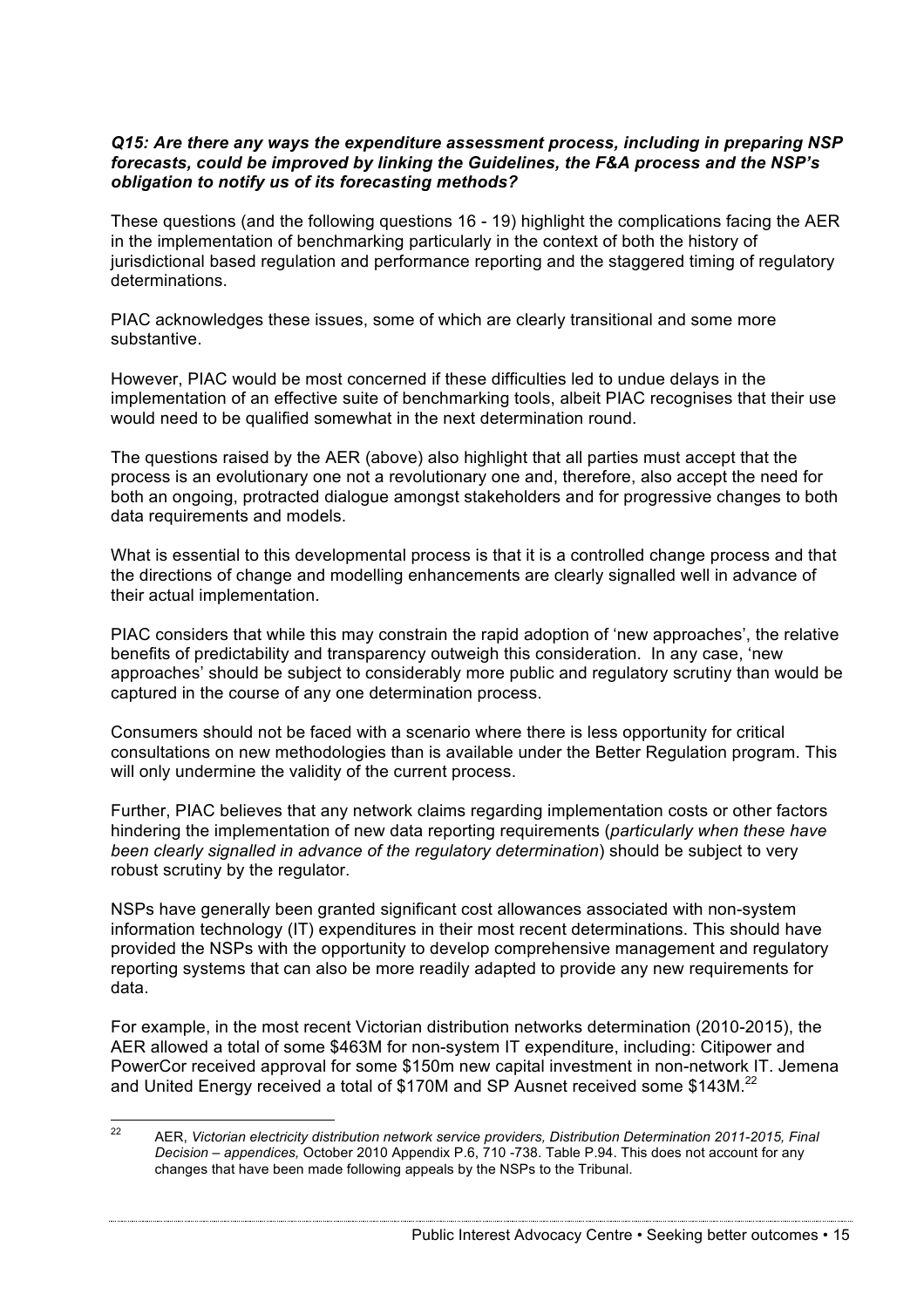***Q15: Are there any ways the expenditure assessment process, including in preparing NSP forecasts, could be improved by linking the Guidelines, the F&A process and the NSP's obligation to notify us of its forecasting methods?***

These questions (and the following questions 16 - 19) highlight the complications facing the AER in the implementation of benchmarking particularly in the context of both the history of jurisdictional based regulation and performance reporting and the staggered timing of regulatory determinations.

PIAC acknowledges these issues, some of which are clearly transitional and some more substantive.

However, PIAC would be most concerned if these difficulties led to undue delays in the implementation of an effective suite of benchmarking tools, albeit PIAC recognises that their use would need to be qualified somewhat in the next determination round.

The questions raised by the AER (above) also highlight that all parties must accept that the process is an evolutionary one not a revolutionary one and, therefore, also accept the need for both an ongoing, protracted dialogue amongst stakeholders and for progressive changes to both data requirements and models.

What is essential to this developmental process is that it is a controlled change process and that the directions of change and modelling enhancements are clearly signalled well in advance of their actual implementation.

PIAC considers that while this may constrain the rapid adoption of 'new approaches', the relative benefits of predictability and transparency outweigh this consideration. In any case, 'new approaches' should be subject to considerably more public and regulatory scrutiny than would be captured in the course of any one determination process.

Consumers should not be faced with a scenario where there is less opportunity for critical consultations on new methodologies than is available under the Better Regulation program. This will only undermine the validity of the current process.

Further, PIAC believes that any network claims regarding implementation costs or other factors hindering the implementation of new data reporting requirements (*particularly when these have been clearly signalled in advance of the regulatory determination*) should be subject to very robust scrutiny by the regulator.

NSPs have generally been granted significant cost allowances associated with non-system information technology (IT) expenditures in their most recent determinations. This should have provided the NSPs with the opportunity to develop comprehensive management and regulatory reporting systems that can also be more readily adapted to provide any new requirements for data.

For example, in the most recent Victorian distribution networks determination (2010-2015), the AER allowed a total of some \$463M for non-system IT expenditure, including: Citipower and PowerCor received approval for some \$150m new capital investment in non-network IT. Jemena and United Energy received a total of \$170M and SP Ausnet received some \$143M.[22]

[22] AER, *Victorian electricity distribution network service providers, Distribution Determination 2011-2015, Final Decision – appendices,* October 2010 Appendix P.6, 710 -738. Table P.94. This does not account for any changes that have been made following appeals by the NSPs to the Tribunal.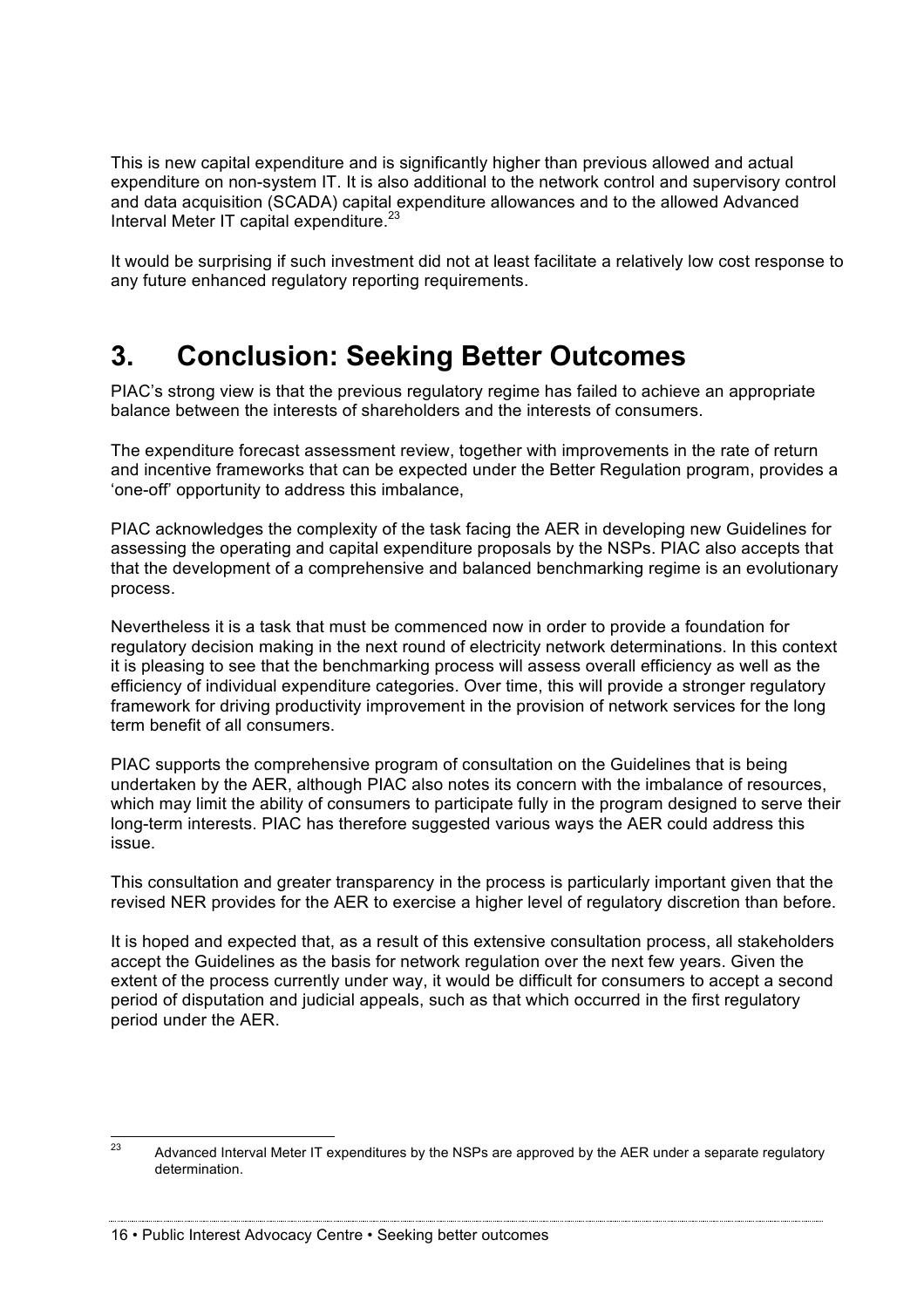This is new capital expenditure and is significantly higher than previous allowed and actual expenditure on non-system IT. It is also additional to the network control and supervisory control and data acquisition (SCADA) capital expenditure allowances and to the allowed Advanced Interval Meter IT capital expenditure.[23]

It would be surprising if such investment did not at least facilitate a relatively low cost response to any future enhanced regulatory reporting requirements.

# 3. Conclusion: Seeking Better Outcomes

PIAC's strong view is that the previous regulatory regime has failed to achieve an appropriate balance between the interests of shareholders and the interests of consumers.

The expenditure forecast assessment review, together with improvements in the rate of return and incentive frameworks that can be expected under the Better Regulation program, provides a 'one-off' opportunity to address this imbalance,

PIAC acknowledges the complexity of the task facing the AER in developing new Guidelines for assessing the operating and capital expenditure proposals by the NSPs. PIAC also accepts that that the development of a comprehensive and balanced benchmarking regime is an evolutionary process.

Nevertheless it is a task that must be commenced now in order to provide a foundation for regulatory decision making in the next round of electricity network determinations. In this context it is pleasing to see that the benchmarking process will assess overall efficiency as well as the efficiency of individual expenditure categories. Over time, this will provide a stronger regulatory framework for driving productivity improvement in the provision of network services for the long term benefit of all consumers.

PIAC supports the comprehensive program of consultation on the Guidelines that is being undertaken by the AER, although PIAC also notes its concern with the imbalance of resources, which may limit the ability of consumers to participate fully in the program designed to serve their long-term interests. PIAC has therefore suggested various ways the AER could address this issue.

This consultation and greater transparency in the process is particularly important given that the revised NER provides for the AER to exercise a higher level of regulatory discretion than before.

It is hoped and expected that, as a result of this extensive consultation process, all stakeholders accept the Guidelines as the basis for network regulation over the next few years. Given the extent of the process currently under way, it would be difficult for consumers to accept a second period of disputation and judicial appeals, such as that which occurred in the first regulatory period under the AER.

---

[23] Advanced Interval Meter IT expenditures by the NSPs are approved by the AER under a separate regulatory determination.